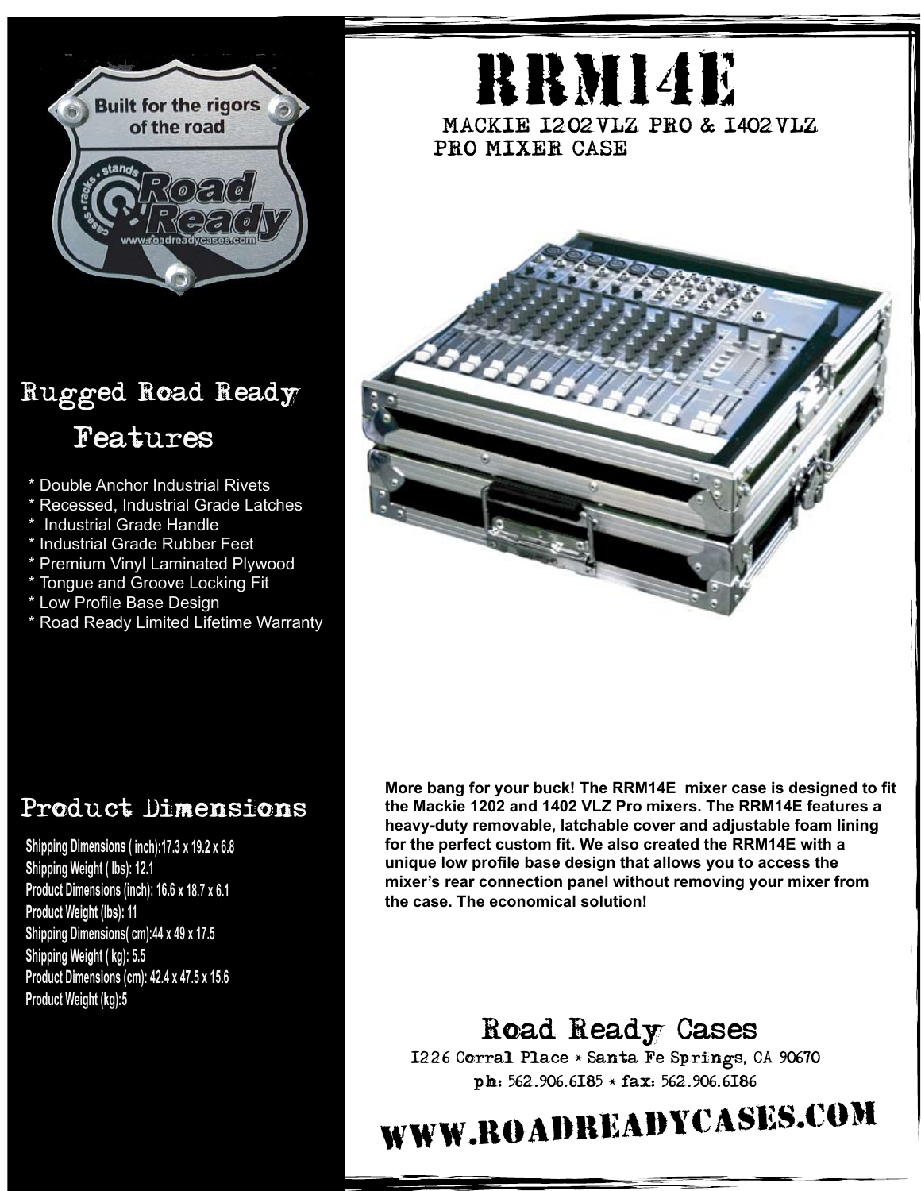# RRM14E

## MACKIE 1202VLZ PRO & 1402VLZ PRO MIXER CASE

Built for the rigors of the road

## Rugged Road Ready Features

* Double Anchor Industrial Rivets
* Recessed, Industrial Grade Latches
* Industrial Grade Handle
* Industrial Grade Rubber Feet
* Premium Vinyl Laminated Plywood
* Tongue and Groove Locking Fit
* Low Profile Base Design
* Road Ready Limited Lifetime Warranty

## Product Dimensions

**Shipping Dimensions ( inch):17.3 x 19.2 x 6.8**
**Shipping Weight ( lbs): 12.1**
**Product Dimensions (inch): 16.6 x 18.7 x 6.1**
**Product Weight (lbs): 11**
**Shipping Dimensions( cm):44 x 49 x 17.5**
**Shipping Weight ( kg): 5.5**
**Product Dimensions (cm): 42.4 x 47.5 x 15.6**
**Product Weight (kg):5**

**More bang for your buck! The RRM14E mixer case is designed to fit the Mackie 1202 and 1402 VLZ Pro mixers. The RRM14E features a heavy-duty removable, latchable cover and adjustable foam lining for the perfect custom fit. We also created the RRM14E with a unique low profile base design that allows you to access the mixer's rear connection panel without removing your mixer from the case. The economical solution!**

## Road Ready Cases

1226 Corral Place * Santa Fe Springs, CA 90670
ph: 562.906.6185 * fax: 562.906.6186

# WWW.ROADREADYCASES.COM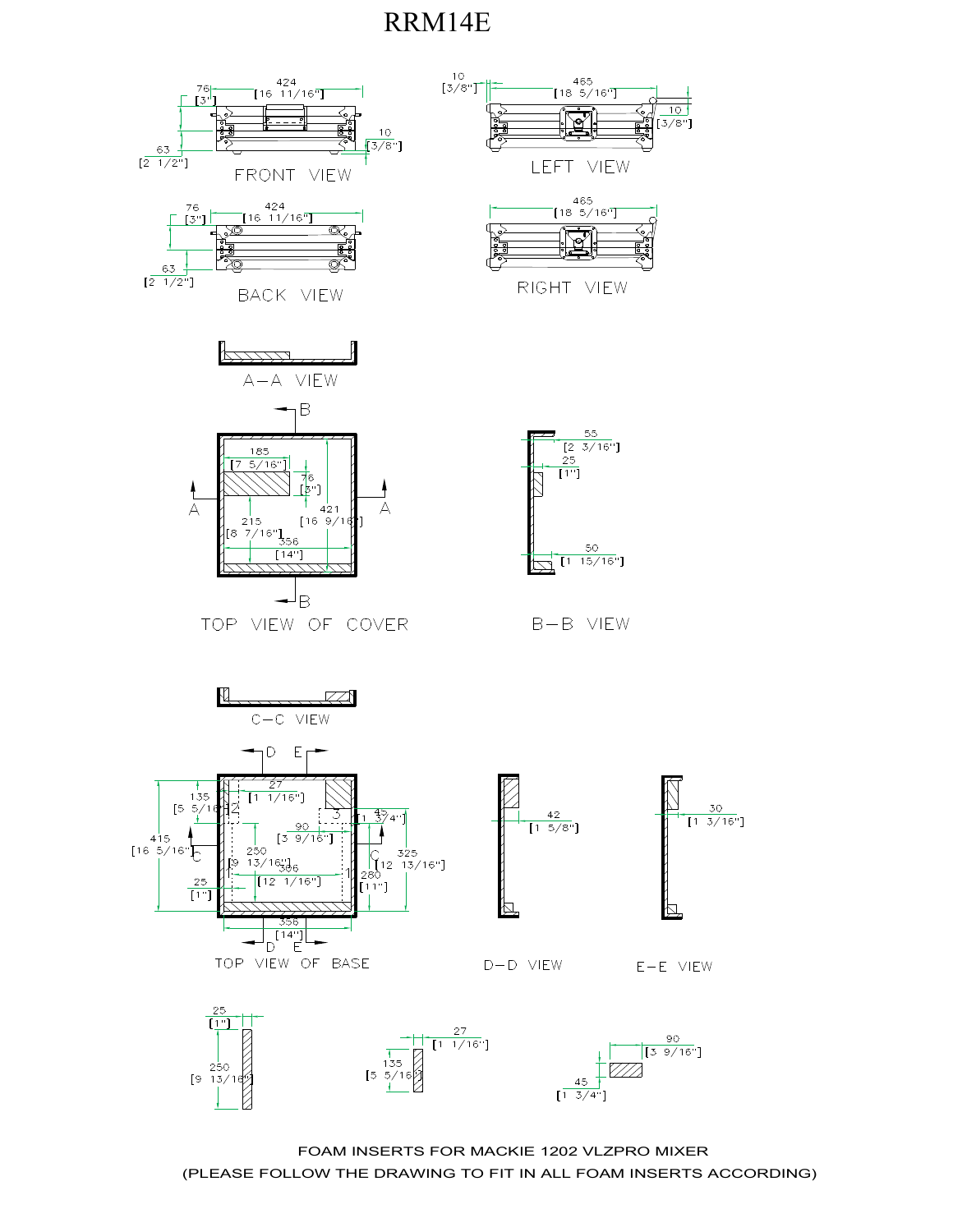# RRM14E

76
[3"]
424
[16 11/16"]
10
[3/8"]
63
[2 1/2"]
FRONT VIEW

10
[3/8"]
465
[18 5/16"]
10
[3/8"]
LEFT VIEW

76
[3"]
424
[16 11/16"]
63
[2 1/2"]
BACK VIEW

465
[18 5/16"]
RIGHT VIEW

A-A VIEW

B
185
[7 5/16"]
76
[3"]
A
A
215
[8 7/16"]
421
[16 9/16"]
356
[14"]
B
TOP VIEW OF COVER

55
[2 3/16"]
25
[1"]
50
[1 15/16"]
B-B VIEW

C-C VIEW

D E
27
[1 1/16"]
135
[5 5/16"]
2
3
45
[1 3/4"]
90
[3 9/16"]
415
[16 5/16"]
C
250
[9 13/16"]
306
[12 1/16"]
C
325
[12 13/16"]
1
280
[11"]
25
[1"]
356
[14"]
D E
TOP VIEW OF BASE

42
[1 5/8"]
D-D VIEW

30
[1 3/16"]
E-E VIEW

25
[1"]
250
[9 13/16"]

27
[1 1/16"]
135
[5 5/16"]

90
[3 9/16"]
45
[1 3/4"]

FOAM INSERTS FOR MACKIE 1202 VLZPRO MIXER

(PLEASE FOLLOW THE DRAWING TO FIT IN ALL FOAM INSERTS ACCORDING)